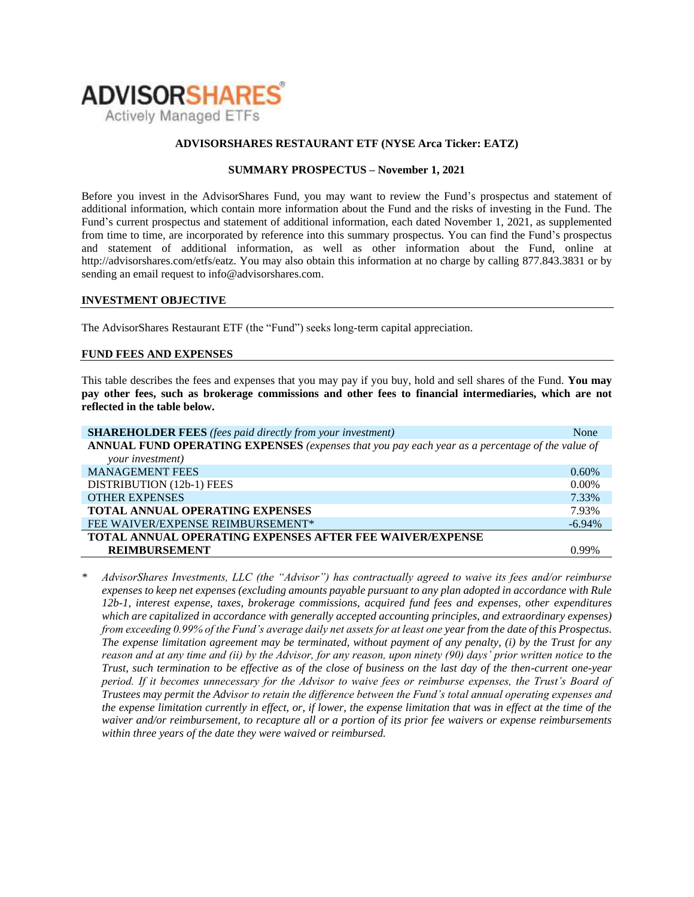**ADVISORSHARES**
Actively Managed ETFs

**ADVISORSHARES RESTAURANT ETF (NYSE Arca Ticker: EATZ)**

**SUMMARY PROSPECTUS – November 1, 2021**

Before you invest in the AdvisorShares Fund, you may want to review the Fund's prospectus and statement of additional information, which contain more information about the Fund and the risks of investing in the Fund. The Fund's current prospectus and statement of additional information, each dated November 1, 2021, as supplemented from time to time, are incorporated by reference into this summary prospectus. You can find the Fund's prospectus and statement of additional information, as well as other information about the Fund, online at http://advisorshares.com/etfs/eatz. You may also obtain this information at no charge by calling 877.843.3831 or by sending an email request to info@advisorshares.com.

## INVESTMENT OBJECTIVE

The AdvisorShares Restaurant ETF (the "Fund") seeks long-term capital appreciation.

## FUND FEES AND EXPENSES

This table describes the fees and expenses that you may pay if you buy, hold and sell shares of the Fund. **You may pay other fees, such as brokerage commissions and other fees to financial intermediaries, which are not reflected in the table below.**

| | |
|---|---|
| **SHAREHOLDER FEES** *(fees paid directly from your investment)* | None |
| **ANNUAL FUND OPERATING EXPENSES** *(expenses that you pay each year as a percentage of the value of your investment)* | |
| MANAGEMENT FEES | 0.60% |
| DISTRIBUTION (12b-1) FEES | 0.00% |
| OTHER EXPENSES | 7.33% |
| **TOTAL ANNUAL OPERATING EXPENSES** | 7.93% |
| FEE WAIVER/EXPENSE REIMBURSEMENT* | -6.94% |
| **TOTAL ANNUAL OPERATING EXPENSES AFTER FEE WAIVER/EXPENSE REIMBURSEMENT** | 0.99% |

\* *AdvisorShares Investments, LLC (the "Advisor") has contractually agreed to waive its fees and/or reimburse expenses to keep net expenses (excluding amounts payable pursuant to any plan adopted in accordance with Rule 12b-1, interest expense, taxes, brokerage commissions, acquired fund fees and expenses, other expenditures which are capitalized in accordance with generally accepted accounting principles, and extraordinary expenses) from exceeding 0.99% of the Fund's average daily net assets for at least one year from the date of this Prospectus. The expense limitation agreement may be terminated, without payment of any penalty, (i) by the Trust for any reason and at any time and (ii) by the Advisor, for any reason, upon ninety (90) days' prior written notice to the Trust, such termination to be effective as of the close of business on the last day of the then-current one-year period. If it becomes unnecessary for the Advisor to waive fees or reimburse expenses, the Trust's Board of Trustees may permit the Advisor to retain the difference between the Fund's total annual operating expenses and the expense limitation currently in effect, or, if lower, the expense limitation that was in effect at the time of the waiver and/or reimbursement, to recapture all or a portion of its prior fee waivers or expense reimbursements within three years of the date they were waived or reimbursed.*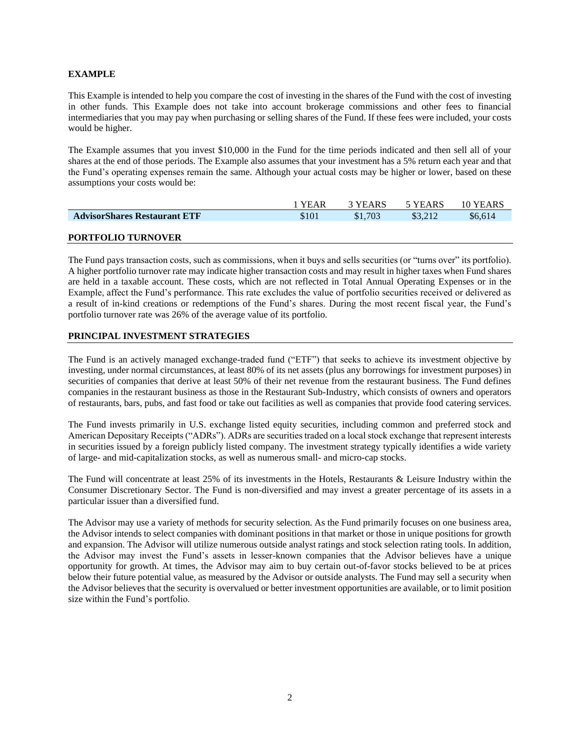## EXAMPLE

This Example is intended to help you compare the cost of investing in the shares of the Fund with the cost of investing in other funds. This Example does not take into account brokerage commissions and other fees to financial intermediaries that you may pay when purchasing or selling shares of the Fund. If these fees were included, your costs would be higher.

The Example assumes that you invest $10,000 in the Fund for the time periods indicated and then sell all of your shares at the end of those periods. The Example also assumes that your investment has a 5% return each year and that the Fund's operating expenses remain the same. Although your actual costs may be higher or lower, based on these assumptions your costs would be:

| | 1 YEAR | 3 YEARS | 5 YEARS | 10 YEARS |
|---|---|---|---|---|
| **AdvisorShares Restaurant ETF** | $101 | $1,703 | $3,212 | $6,614 |

## PORTFOLIO TURNOVER

The Fund pays transaction costs, such as commissions, when it buys and sells securities (or "turns over" its portfolio). A higher portfolio turnover rate may indicate higher transaction costs and may result in higher taxes when Fund shares are held in a taxable account. These costs, which are not reflected in Total Annual Operating Expenses or in the Example, affect the Fund's performance. This rate excludes the value of portfolio securities received or delivered as a result of in-kind creations or redemptions of the Fund's shares. During the most recent fiscal year, the Fund's portfolio turnover rate was 26% of the average value of its portfolio.

## PRINCIPAL INVESTMENT STRATEGIES

The Fund is an actively managed exchange-traded fund ("ETF") that seeks to achieve its investment objective by investing, under normal circumstances, at least 80% of its net assets (plus any borrowings for investment purposes) in securities of companies that derive at least 50% of their net revenue from the restaurant business. The Fund defines companies in the restaurant business as those in the Restaurant Sub-Industry, which consists of owners and operators of restaurants, bars, pubs, and fast food or take out facilities as well as companies that provide food catering services.

The Fund invests primarily in U.S. exchange listed equity securities, including common and preferred stock and American Depositary Receipts ("ADRs"). ADRs are securities traded on a local stock exchange that represent interests in securities issued by a foreign publicly listed company. The investment strategy typically identifies a wide variety of large- and mid-capitalization stocks, as well as numerous small- and micro-cap stocks.

The Fund will concentrate at least 25% of its investments in the Hotels, Restaurants & Leisure Industry within the Consumer Discretionary Sector. The Fund is non-diversified and may invest a greater percentage of its assets in a particular issuer than a diversified fund.

The Advisor may use a variety of methods for security selection. As the Fund primarily focuses on one business area, the Advisor intends to select companies with dominant positions in that market or those in unique positions for growth and expansion. The Advisor will utilize numerous outside analyst ratings and stock selection rating tools. In addition, the Advisor may invest the Fund's assets in lesser-known companies that the Advisor believes have a unique opportunity for growth. At times, the Advisor may aim to buy certain out-of-favor stocks believed to be at prices below their future potential value, as measured by the Advisor or outside analysts. The Fund may sell a security when the Advisor believes that the security is overvalued or better investment opportunities are available, or to limit position size within the Fund's portfolio.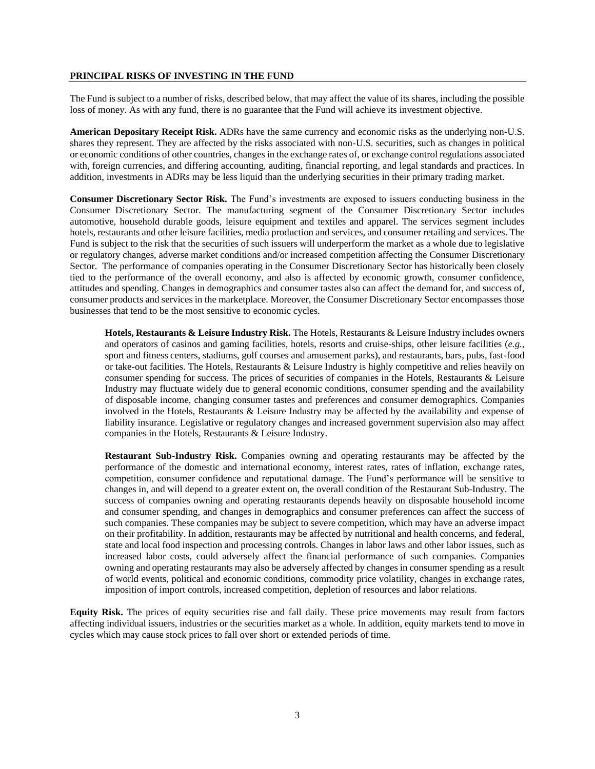## PRINCIPAL RISKS OF INVESTING IN THE FUND

The Fund is subject to a number of risks, described below, that may affect the value of its shares, including the possible loss of money. As with any fund, there is no guarantee that the Fund will achieve its investment objective.

**American Depositary Receipt Risk.** ADRs have the same currency and economic risks as the underlying non-U.S. shares they represent. They are affected by the risks associated with non-U.S. securities, such as changes in political or economic conditions of other countries, changes in the exchange rates of, or exchange control regulations associated with, foreign currencies, and differing accounting, auditing, financial reporting, and legal standards and practices. In addition, investments in ADRs may be less liquid than the underlying securities in their primary trading market.

**Consumer Discretionary Sector Risk.** The Fund's investments are exposed to issuers conducting business in the Consumer Discretionary Sector. The manufacturing segment of the Consumer Discretionary Sector includes automotive, household durable goods, leisure equipment and textiles and apparel. The services segment includes hotels, restaurants and other leisure facilities, media production and services, and consumer retailing and services. The Fund is subject to the risk that the securities of such issuers will underperform the market as a whole due to legislative or regulatory changes, adverse market conditions and/or increased competition affecting the Consumer Discretionary Sector. The performance of companies operating in the Consumer Discretionary Sector has historically been closely tied to the performance of the overall economy, and also is affected by economic growth, consumer confidence, attitudes and spending. Changes in demographics and consumer tastes also can affect the demand for, and success of, consumer products and services in the marketplace. Moreover, the Consumer Discretionary Sector encompasses those businesses that tend to be the most sensitive to economic cycles.

> **Hotels, Restaurants & Leisure Industry Risk.** The Hotels, Restaurants & Leisure Industry includes owners and operators of casinos and gaming facilities, hotels, resorts and cruise-ships, other leisure facilities (*e.g.*, sport and fitness centers, stadiums, golf courses and amusement parks), and restaurants, bars, pubs, fast-food or take-out facilities. The Hotels, Restaurants & Leisure Industry is highly competitive and relies heavily on consumer spending for success. The prices of securities of companies in the Hotels, Restaurants & Leisure Industry may fluctuate widely due to general economic conditions, consumer spending and the availability of disposable income, changing consumer tastes and preferences and consumer demographics. Companies involved in the Hotels, Restaurants & Leisure Industry may be affected by the availability and expense of liability insurance. Legislative or regulatory changes and increased government supervision also may affect companies in the Hotels, Restaurants & Leisure Industry.
>
> **Restaurant Sub-Industry Risk.** Companies owning and operating restaurants may be affected by the performance of the domestic and international economy, interest rates, rates of inflation, exchange rates, competition, consumer confidence and reputational damage. The Fund's performance will be sensitive to changes in, and will depend to a greater extent on, the overall condition of the Restaurant Sub-Industry. The success of companies owning and operating restaurants depends heavily on disposable household income and consumer spending, and changes in demographics and consumer preferences can affect the success of such companies. These companies may be subject to severe competition, which may have an adverse impact on their profitability. In addition, restaurants may be affected by nutritional and health concerns, and federal, state and local food inspection and processing controls. Changes in labor laws and other labor issues, such as increased labor costs, could adversely affect the financial performance of such companies. Companies owning and operating restaurants may also be adversely affected by changes in consumer spending as a result of world events, political and economic conditions, commodity price volatility, changes in exchange rates, imposition of import controls, increased competition, depletion of resources and labor relations.

**Equity Risk.** The prices of equity securities rise and fall daily. These price movements may result from factors affecting individual issuers, industries or the securities market as a whole. In addition, equity markets tend to move in cycles which may cause stock prices to fall over short or extended periods of time.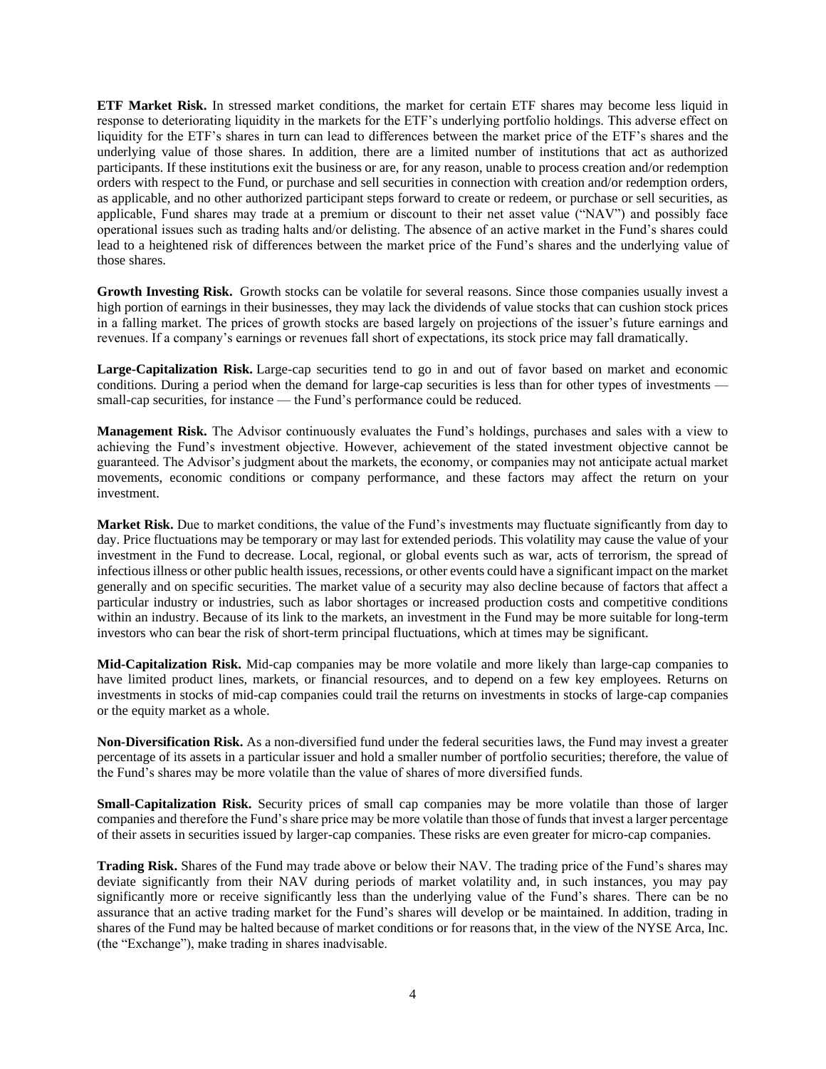**ETF Market Risk.** In stressed market conditions, the market for certain ETF shares may become less liquid in response to deteriorating liquidity in the markets for the ETF's underlying portfolio holdings. This adverse effect on liquidity for the ETF's shares in turn can lead to differences between the market price of the ETF's shares and the underlying value of those shares. In addition, there are a limited number of institutions that act as authorized participants. If these institutions exit the business or are, for any reason, unable to process creation and/or redemption orders with respect to the Fund, or purchase and sell securities in connection with creation and/or redemption orders, as applicable, and no other authorized participant steps forward to create or redeem, or purchase or sell securities, as applicable, Fund shares may trade at a premium or discount to their net asset value ("NAV") and possibly face operational issues such as trading halts and/or delisting. The absence of an active market in the Fund's shares could lead to a heightened risk of differences between the market price of the Fund's shares and the underlying value of those shares.

**Growth Investing Risk.** Growth stocks can be volatile for several reasons. Since those companies usually invest a high portion of earnings in their businesses, they may lack the dividends of value stocks that can cushion stock prices in a falling market. The prices of growth stocks are based largely on projections of the issuer's future earnings and revenues. If a company's earnings or revenues fall short of expectations, its stock price may fall dramatically.

**Large-Capitalization Risk.** Large-cap securities tend to go in and out of favor based on market and economic conditions. During a period when the demand for large-cap securities is less than for other types of investments — small-cap securities, for instance — the Fund's performance could be reduced.

**Management Risk.** The Advisor continuously evaluates the Fund's holdings, purchases and sales with a view to achieving the Fund's investment objective. However, achievement of the stated investment objective cannot be guaranteed. The Advisor's judgment about the markets, the economy, or companies may not anticipate actual market movements, economic conditions or company performance, and these factors may affect the return on your investment.

**Market Risk.** Due to market conditions, the value of the Fund's investments may fluctuate significantly from day to day. Price fluctuations may be temporary or may last for extended periods. This volatility may cause the value of your investment in the Fund to decrease. Local, regional, or global events such as war, acts of terrorism, the spread of infectious illness or other public health issues, recessions, or other events could have a significant impact on the market generally and on specific securities. The market value of a security may also decline because of factors that affect a particular industry or industries, such as labor shortages or increased production costs and competitive conditions within an industry. Because of its link to the markets, an investment in the Fund may be more suitable for long-term investors who can bear the risk of short-term principal fluctuations, which at times may be significant.

**Mid-Capitalization Risk.** Mid-cap companies may be more volatile and more likely than large-cap companies to have limited product lines, markets, or financial resources, and to depend on a few key employees. Returns on investments in stocks of mid-cap companies could trail the returns on investments in stocks of large-cap companies or the equity market as a whole.

**Non-Diversification Risk.** As a non-diversified fund under the federal securities laws, the Fund may invest a greater percentage of its assets in a particular issuer and hold a smaller number of portfolio securities; therefore, the value of the Fund's shares may be more volatile than the value of shares of more diversified funds.

**Small-Capitalization Risk.** Security prices of small cap companies may be more volatile than those of larger companies and therefore the Fund's share price may be more volatile than those of funds that invest a larger percentage of their assets in securities issued by larger-cap companies. These risks are even greater for micro-cap companies.

**Trading Risk.** Shares of the Fund may trade above or below their NAV. The trading price of the Fund's shares may deviate significantly from their NAV during periods of market volatility and, in such instances, you may pay significantly more or receive significantly less than the underlying value of the Fund's shares. There can be no assurance that an active trading market for the Fund's shares will develop or be maintained. In addition, trading in shares of the Fund may be halted because of market conditions or for reasons that, in the view of the NYSE Arca, Inc. (the "Exchange"), make trading in shares inadvisable.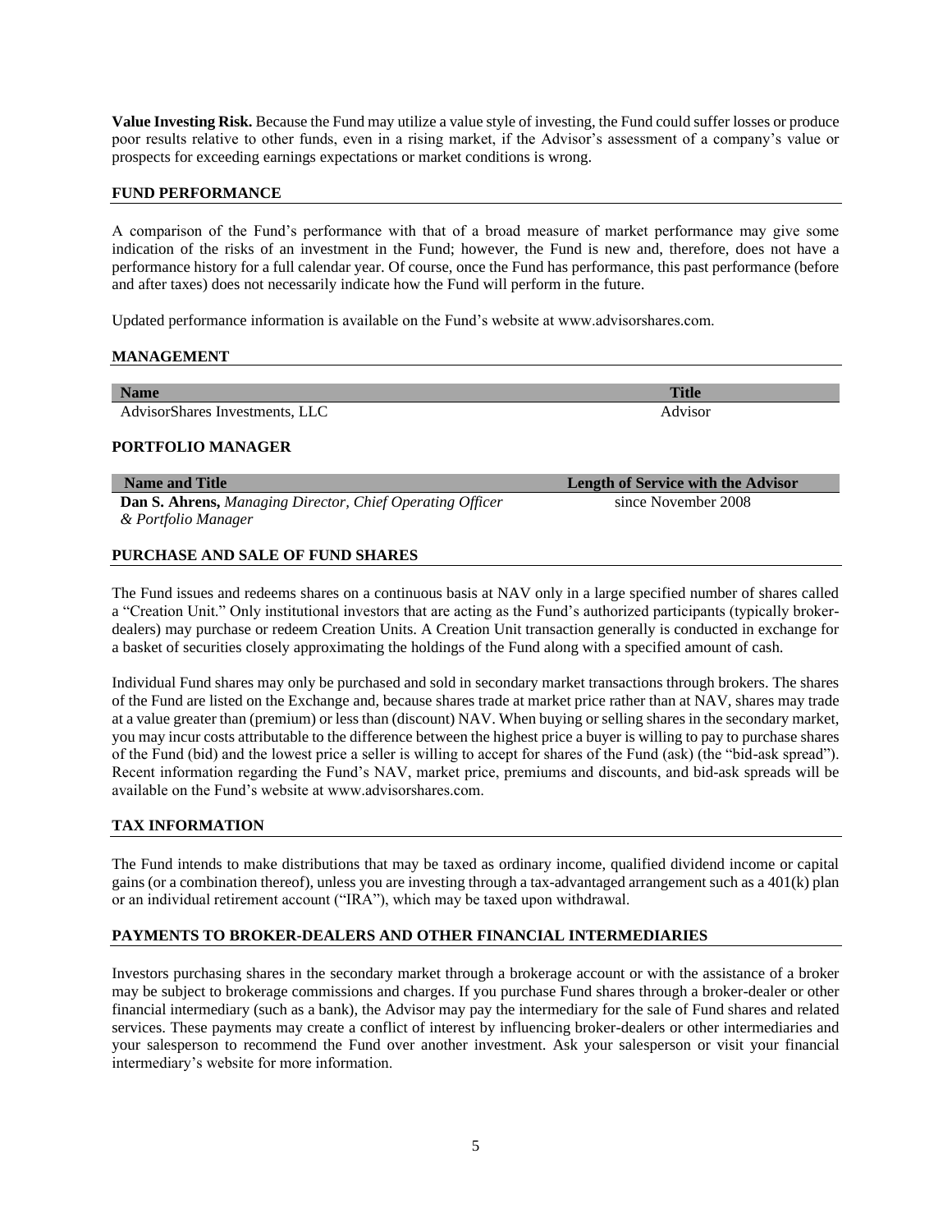**Value Investing Risk.** Because the Fund may utilize a value style of investing, the Fund could suffer losses or produce poor results relative to other funds, even in a rising market, if the Advisor's assessment of a company's value or prospects for exceeding earnings expectations or market conditions is wrong.

## FUND PERFORMANCE

A comparison of the Fund's performance with that of a broad measure of market performance may give some indication of the risks of an investment in the Fund; however, the Fund is new and, therefore, does not have a performance history for a full calendar year. Of course, once the Fund has performance, this past performance (before and after taxes) does not necessarily indicate how the Fund will perform in the future.

Updated performance information is available on the Fund's website at www.advisorshares.com.

## MANAGEMENT

| Name | Title |
|---|---|
| AdvisorShares Investments, LLC | Advisor |

## PORTFOLIO MANAGER

| Name and Title | Length of Service with the Advisor |
|---|---|
| **Dan S. Ahrens,** *Managing Director, Chief Operating Officer & Portfolio Manager* | since November 2008 |

## PURCHASE AND SALE OF FUND SHARES

The Fund issues and redeems shares on a continuous basis at NAV only in a large specified number of shares called a "Creation Unit." Only institutional investors that are acting as the Fund's authorized participants (typically broker-dealers) may purchase or redeem Creation Units. A Creation Unit transaction generally is conducted in exchange for a basket of securities closely approximating the holdings of the Fund along with a specified amount of cash.

Individual Fund shares may only be purchased and sold in secondary market transactions through brokers. The shares of the Fund are listed on the Exchange and, because shares trade at market price rather than at NAV, shares may trade at a value greater than (premium) or less than (discount) NAV. When buying or selling shares in the secondary market, you may incur costs attributable to the difference between the highest price a buyer is willing to pay to purchase shares of the Fund (bid) and the lowest price a seller is willing to accept for shares of the Fund (ask) (the "bid-ask spread"). Recent information regarding the Fund's NAV, market price, premiums and discounts, and bid-ask spreads will be available on the Fund's website at www.advisorshares.com.

## TAX INFORMATION

The Fund intends to make distributions that may be taxed as ordinary income, qualified dividend income or capital gains (or a combination thereof), unless you are investing through a tax-advantaged arrangement such as a 401(k) plan or an individual retirement account ("IRA"), which may be taxed upon withdrawal.

## PAYMENTS TO BROKER-DEALERS AND OTHER FINANCIAL INTERMEDIARIES

Investors purchasing shares in the secondary market through a brokerage account or with the assistance of a broker may be subject to brokerage commissions and charges. If you purchase Fund shares through a broker-dealer or other financial intermediary (such as a bank), the Advisor may pay the intermediary for the sale of Fund shares and related services. These payments may create a conflict of interest by influencing broker-dealers or other intermediaries and your salesperson to recommend the Fund over another investment. Ask your salesperson or visit your financial intermediary's website for more information.